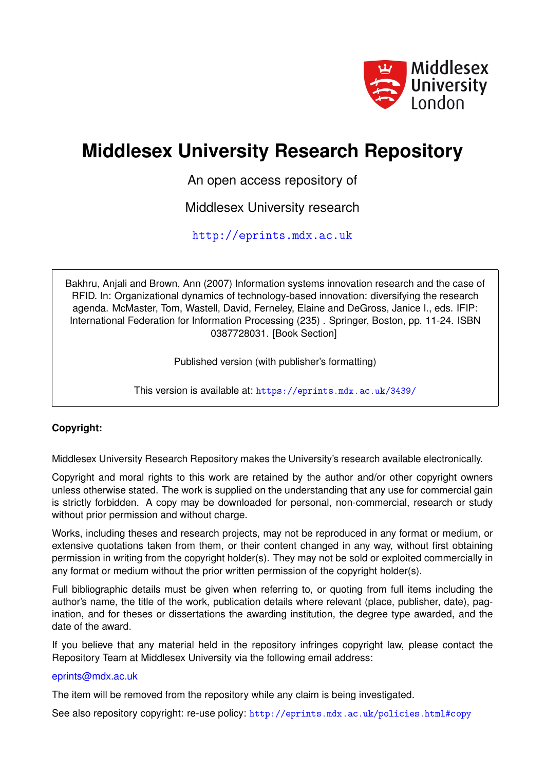Middlesex University London

# Middlesex University Research Repository

An open access repository of

Middlesex University research

http://eprints.mdx.ac.uk

Bakhru, Anjali and Brown, Ann (2007) Information systems innovation research and the case of RFID. In: Organizational dynamics of technology-based innovation: diversifying the research agenda. McMaster, Tom, Wastell, David, Ferneley, Elaine and DeGross, Janice I., eds. IFIP: International Federation for Information Processing (235) . Springer, Boston, pp. 11-24. ISBN 0387728031. [Book Section]

Published version (with publisher's formatting)

This version is available at: https://eprints.mdx.ac.uk/3439/

**Copyright:**

Middlesex University Research Repository makes the University's research available electronically.

Copyright and moral rights to this work are retained by the author and/or other copyright owners unless otherwise stated. The work is supplied on the understanding that any use for commercial gain is strictly forbidden. A copy may be downloaded for personal, non-commercial, research or study without prior permission and without charge.

Works, including theses and research projects, may not be reproduced in any format or medium, or extensive quotations taken from them, or their content changed in any way, without first obtaining permission in writing from the copyright holder(s). They may not be sold or exploited commercially in any format or medium without the prior written permission of the copyright holder(s).

Full bibliographic details must be given when referring to, or quoting from full items including the author's name, the title of the work, publication details where relevant (place, publisher, date), pagination, and for theses or dissertations the awarding institution, the degree type awarded, and the date of the award.

If you believe that any material held in the repository infringes copyright law, please contact the Repository Team at Middlesex University via the following email address:

eprints@mdx.ac.uk

The item will be removed from the repository while any claim is being investigated.

See also repository copyright: re-use policy: http://eprints.mdx.ac.uk/policies.html#copy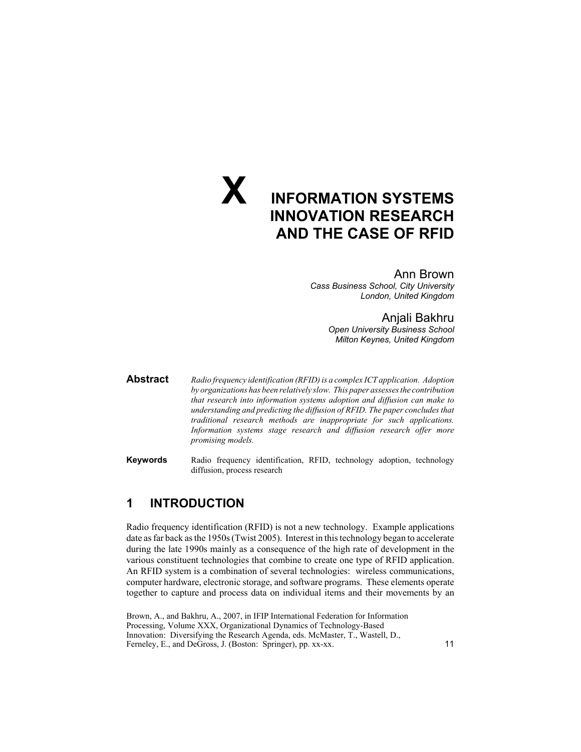# X INFORMATION SYSTEMS INNOVATION RESEARCH AND THE CASE OF RFID

Ann Brown
*Cass Business School, City University*
*London, United Kingdom*

Anjali Bakhru
*Open University Business School*
*Milton Keynes, United Kingdom*

**Abstract** *Radio frequency identification (RFID) is a complex ICT application. Adoption by organizations has been relatively slow. This paper assesses the contribution that research into information systems adoption and diffusion can make to understanding and predicting the diffusion of RFID. The paper concludes that traditional research methods are inappropriate for such applications. Information systems stage research and diffusion research offer more promising models.*

**Keywords** Radio frequency identification, RFID, technology adoption, technology diffusion, process research

## 1 INTRODUCTION

Radio frequency identification (RFID) is not a new technology. Example applications date as far back as the 1950s (Twist 2005). Interest in this technology began to accelerate during the late 1990s mainly as a consequence of the high rate of development in the various constituent technologies that combine to create one type of RFID application. An RFID system is a combination of several technologies: wireless communications, computer hardware, electronic storage, and software programs. These elements operate together to capture and process data on individual items and their movements by an

Brown, A., and Bakhru, A., 2007, in IFIP International Federation for Information Processing, Volume XXX, Organizational Dynamics of Technology-Based Innovation: Diversifying the Research Agenda, eds. McMaster, T., Wastell, D., Ferneley, E., and DeGross, J. (Boston: Springer), pp. xx-xx.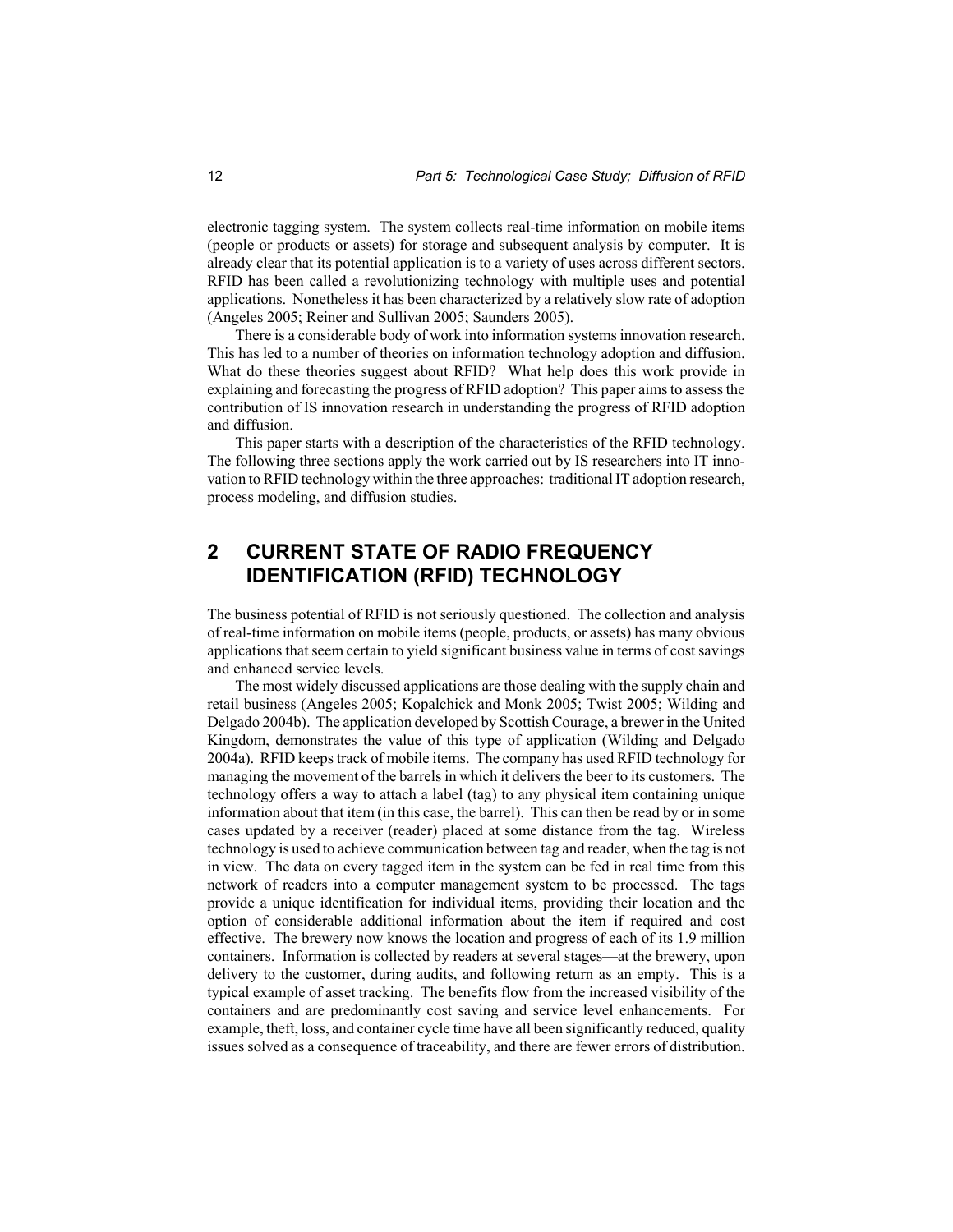electronic tagging system. The system collects real-time information on mobile items (people or products or assets) for storage and subsequent analysis by computer. It is already clear that its potential application is to a variety of uses across different sectors. RFID has been called a revolutionizing technology with multiple uses and potential applications. Nonetheless it has been characterized by a relatively slow rate of adoption (Angeles 2005; Reiner and Sullivan 2005; Saunders 2005).

There is a considerable body of work into information systems innovation research. This has led to a number of theories on information technology adoption and diffusion. What do these theories suggest about RFID? What help does this work provide in explaining and forecasting the progress of RFID adoption? This paper aims to assess the contribution of IS innovation research in understanding the progress of RFID adoption and diffusion.

This paper starts with a description of the characteristics of the RFID technology. The following three sections apply the work carried out by IS researchers into IT innovation to RFID technology within the three approaches: traditional IT adoption research, process modeling, and diffusion studies.

## 2 CURRENT STATE OF RADIO FREQUENCY IDENTIFICATION (RFID) TECHNOLOGY

The business potential of RFID is not seriously questioned. The collection and analysis of real-time information on mobile items (people, products, or assets) has many obvious applications that seem certain to yield significant business value in terms of cost savings and enhanced service levels.

The most widely discussed applications are those dealing with the supply chain and retail business (Angeles 2005; Kopalchick and Monk 2005; Twist 2005; Wilding and Delgado 2004b). The application developed by Scottish Courage, a brewer in the United Kingdom, demonstrates the value of this type of application (Wilding and Delgado 2004a). RFID keeps track of mobile items. The company has used RFID technology for managing the movement of the barrels in which it delivers the beer to its customers. The technology offers a way to attach a label (tag) to any physical item containing unique information about that item (in this case, the barrel). This can then be read by or in some cases updated by a receiver (reader) placed at some distance from the tag. Wireless technology is used to achieve communication between tag and reader, when the tag is not in view. The data on every tagged item in the system can be fed in real time from this network of readers into a computer management system to be processed. The tags provide a unique identification for individual items, providing their location and the option of considerable additional information about the item if required and cost effective. The brewery now knows the location and progress of each of its 1.9 million containers. Information is collected by readers at several stages—at the brewery, upon delivery to the customer, during audits, and following return as an empty. This is a typical example of asset tracking. The benefits flow from the increased visibility of the containers and are predominantly cost saving and service level enhancements. For example, theft, loss, and container cycle time have all been significantly reduced, quality issues solved as a consequence of traceability, and there are fewer errors of distribution.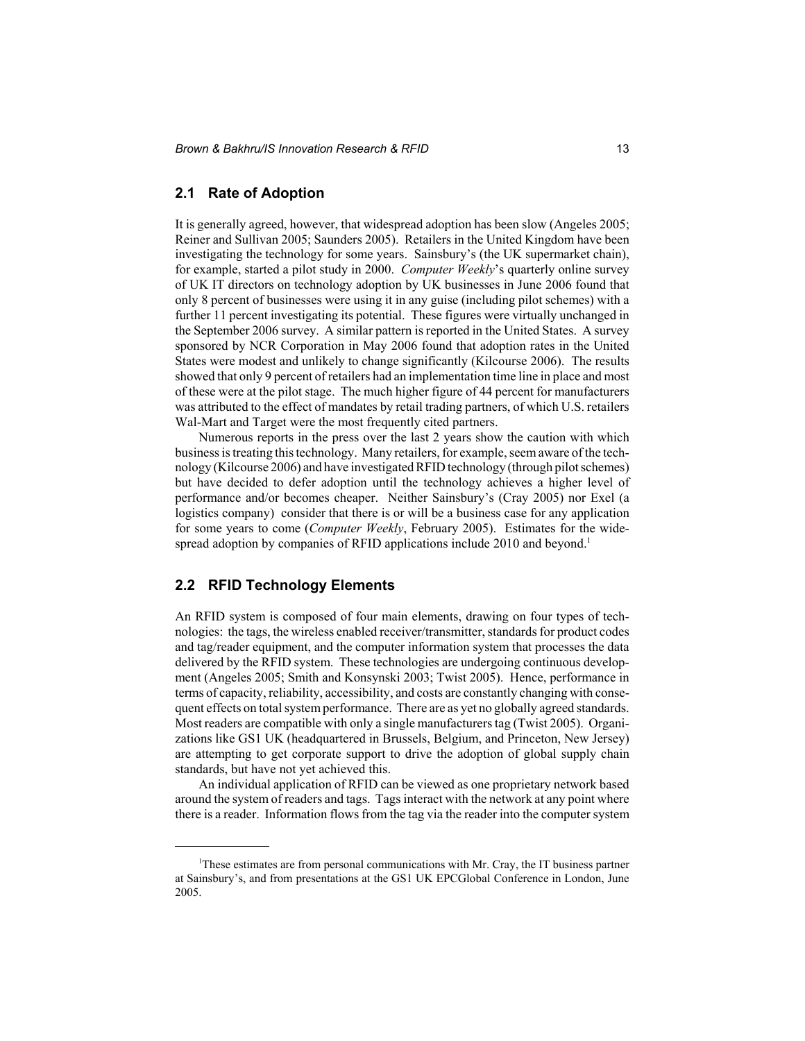## 2.1 Rate of Adoption

It is generally agreed, however, that widespread adoption has been slow (Angeles 2005; Reiner and Sullivan 2005; Saunders 2005). Retailers in the United Kingdom have been investigating the technology for some years. Sainsbury's (the UK supermarket chain), for example, started a pilot study in 2000. *Computer Weekly*'s quarterly online survey of UK IT directors on technology adoption by UK businesses in June 2006 found that only 8 percent of businesses were using it in any guise (including pilot schemes) with a further 11 percent investigating its potential. These figures were virtually unchanged in the September 2006 survey. A similar pattern is reported in the United States. A survey sponsored by NCR Corporation in May 2006 found that adoption rates in the United States were modest and unlikely to change significantly (Kilcourse 2006). The results showed that only 9 percent of retailers had an implementation time line in place and most of these were at the pilot stage. The much higher figure of 44 percent for manufacturers was attributed to the effect of mandates by retail trading partners, of which U.S. retailers Wal-Mart and Target were the most frequently cited partners.

Numerous reports in the press over the last 2 years show the caution with which business is treating this technology. Many retailers, for example, seem aware of the technology (Kilcourse 2006) and have investigated RFID technology (through pilot schemes) but have decided to defer adoption until the technology achieves a higher level of performance and/or becomes cheaper. Neither Sainsbury's (Cray 2005) nor Exel (a logistics company) consider that there is or will be a business case for any application for some years to come (*Computer Weekly*, February 2005). Estimates for the widespread adoption by companies of RFID applications include 2010 and beyond.[1]

## 2.2 RFID Technology Elements

An RFID system is composed of four main elements, drawing on four types of technologies: the tags, the wireless enabled receiver/transmitter, standards for product codes and tag/reader equipment, and the computer information system that processes the data delivered by the RFID system. These technologies are undergoing continuous development (Angeles 2005; Smith and Konsynski 2003; Twist 2005). Hence, performance in terms of capacity, reliability, accessibility, and costs are constantly changing with consequent effects on total system performance. There are as yet no globally agreed standards. Most readers are compatible with only a single manufacturers tag (Twist 2005). Organizations like GS1 UK (headquartered in Brussels, Belgium, and Princeton, New Jersey) are attempting to get corporate support to drive the adoption of global supply chain standards, but have not yet achieved this.

An individual application of RFID can be viewed as one proprietary network based around the system of readers and tags. Tags interact with the network at any point where there is a reader. Information flows from the tag via the reader into the computer system

---

[1] These estimates are from personal communications with Mr. Cray, the IT business partner at Sainsbury's, and from presentations at the GS1 UK EPCGlobal Conference in London, June 2005.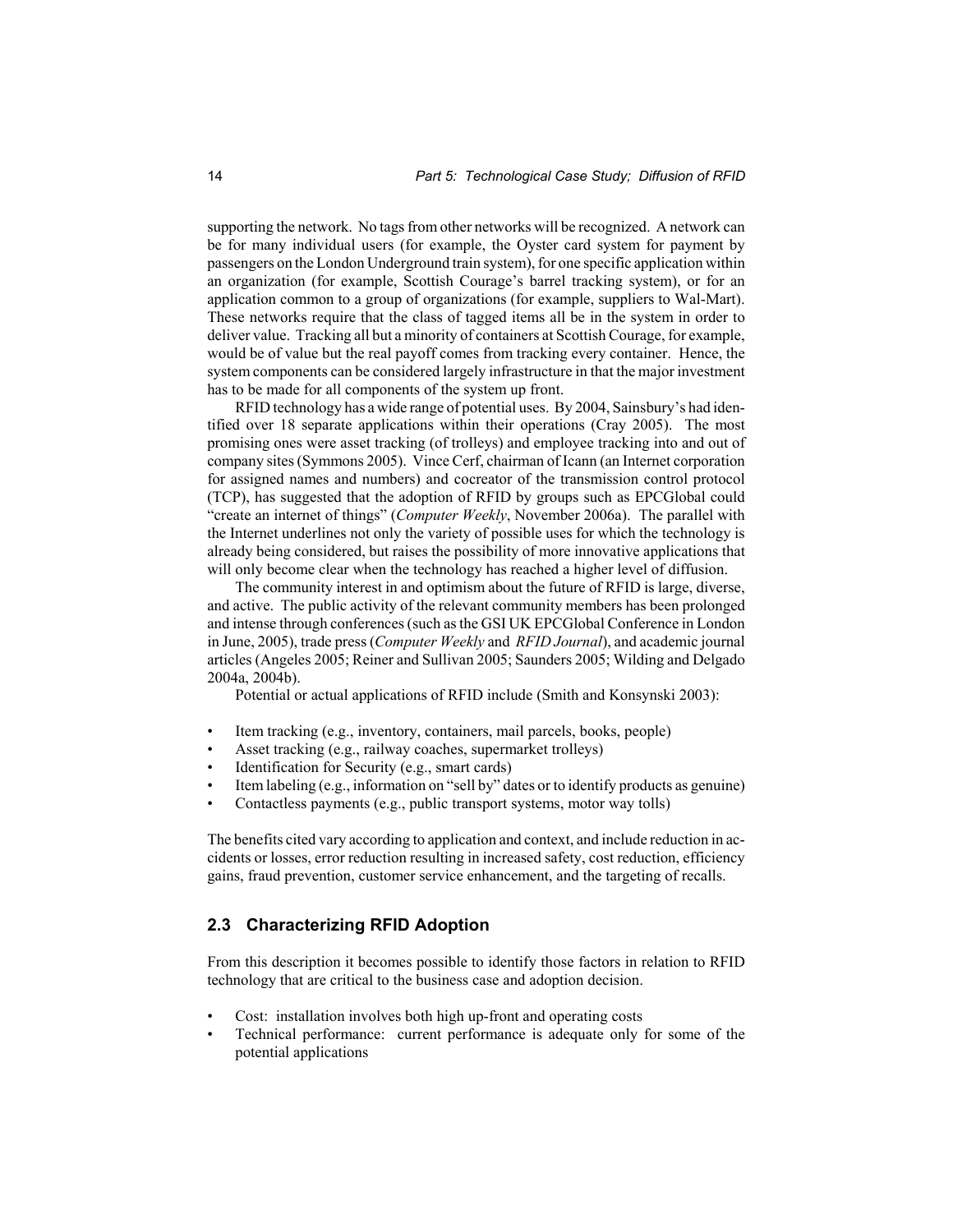supporting the network. No tags from other networks will be recognized. A network can be for many individual users (for example, the Oyster card system for payment by passengers on the London Underground train system), for one specific application within an organization (for example, Scottish Courage's barrel tracking system), or for an application common to a group of organizations (for example, suppliers to Wal-Mart). These networks require that the class of tagged items all be in the system in order to deliver value. Tracking all but a minority of containers at Scottish Courage, for example, would be of value but the real payoff comes from tracking every container. Hence, the system components can be considered largely infrastructure in that the major investment has to be made for all components of the system up front.

RFID technology has a wide range of potential uses. By 2004, Sainsbury's had identified over 18 separate applications within their operations (Cray 2005). The most promising ones were asset tracking (of trolleys) and employee tracking into and out of company sites (Symmons 2005). Vince Cerf, chairman of Icann (an Internet corporation for assigned names and numbers) and cocreator of the transmission control protocol (TCP), has suggested that the adoption of RFID by groups such as EPCGlobal could "create an internet of things" (*Computer Weekly*, November 2006a). The parallel with the Internet underlines not only the variety of possible uses for which the technology is already being considered, but raises the possibility of more innovative applications that will only become clear when the technology has reached a higher level of diffusion.

The community interest in and optimism about the future of RFID is large, diverse, and active. The public activity of the relevant community members has been prolonged and intense through conferences (such as the GSI UK EPCGlobal Conference in London in June, 2005), trade press (*Computer Weekly* and *RFID Journal*), and academic journal articles (Angeles 2005; Reiner and Sullivan 2005; Saunders 2005; Wilding and Delgado 2004a, 2004b).

Potential or actual applications of RFID include (Smith and Konsynski 2003):

- Item tracking (e.g., inventory, containers, mail parcels, books, people)
- Asset tracking (e.g., railway coaches, supermarket trolleys)
- Identification for Security (e.g., smart cards)
- Item labeling (e.g., information on "sell by" dates or to identify products as genuine)
- Contactless payments (e.g., public transport systems, motor way tolls)

The benefits cited vary according to application and context, and include reduction in accidents or losses, error reduction resulting in increased safety, cost reduction, efficiency gains, fraud prevention, customer service enhancement, and the targeting of recalls.

## 2.3 Characterizing RFID Adoption

From this description it becomes possible to identify those factors in relation to RFID technology that are critical to the business case and adoption decision.

- Cost: installation involves both high up-front and operating costs
- Technical performance: current performance is adequate only for some of the potential applications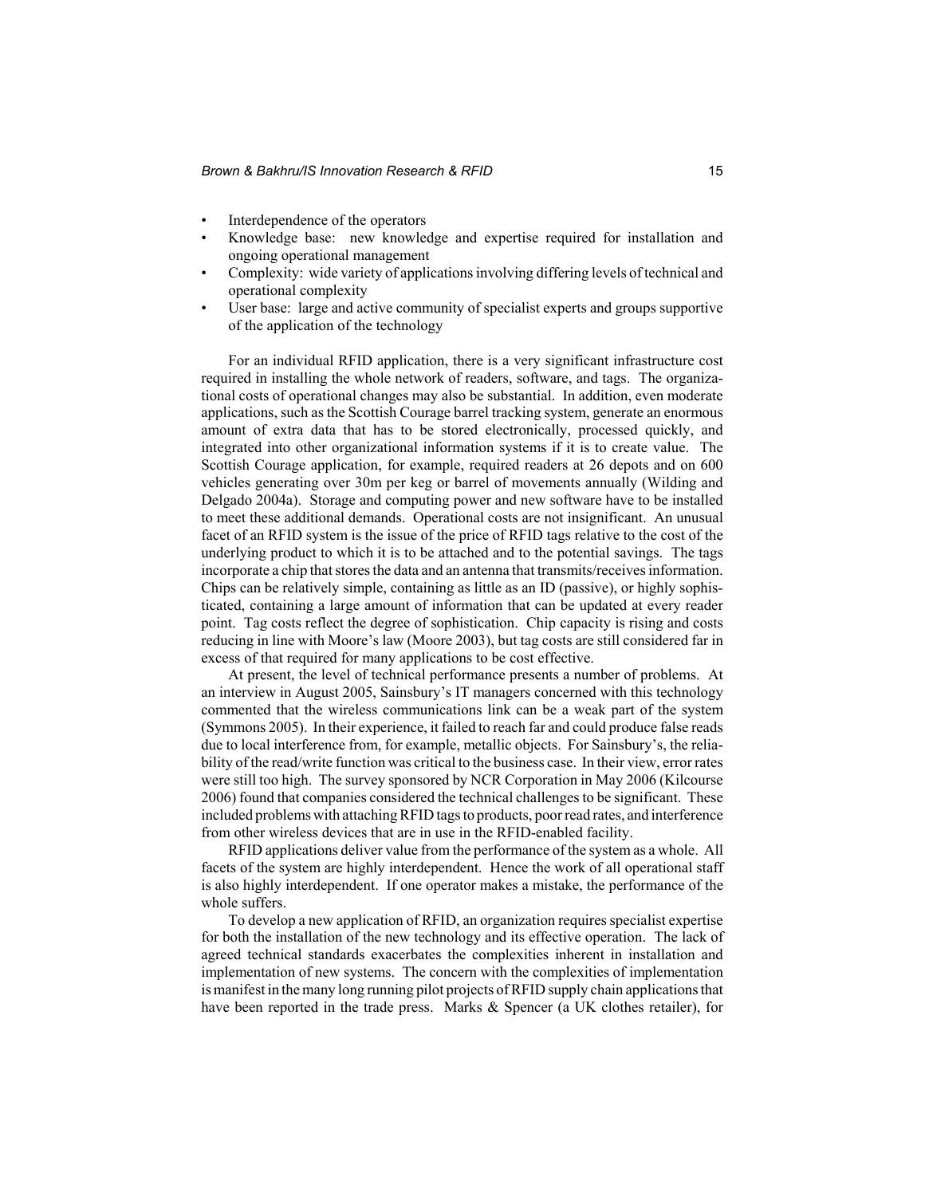- Interdependence of the operators
- Knowledge base: new knowledge and expertise required for installation and ongoing operational management
- Complexity: wide variety of applications involving differing levels of technical and operational complexity
- User base: large and active community of specialist experts and groups supportive of the application of the technology

For an individual RFID application, there is a very significant infrastructure cost required in installing the whole network of readers, software, and tags. The organizational costs of operational changes may also be substantial. In addition, even moderate applications, such as the Scottish Courage barrel tracking system, generate an enormous amount of extra data that has to be stored electronically, processed quickly, and integrated into other organizational information systems if it is to create value. The Scottish Courage application, for example, required readers at 26 depots and on 600 vehicles generating over 30m per keg or barrel of movements annually (Wilding and Delgado 2004a). Storage and computing power and new software have to be installed to meet these additional demands. Operational costs are not insignificant. An unusual facet of an RFID system is the issue of the price of RFID tags relative to the cost of the underlying product to which it is to be attached and to the potential savings. The tags incorporate a chip that stores the data and an antenna that transmits/receives information. Chips can be relatively simple, containing as little as an ID (passive), or highly sophisticated, containing a large amount of information that can be updated at every reader point. Tag costs reflect the degree of sophistication. Chip capacity is rising and costs reducing in line with Moore's law (Moore 2003), but tag costs are still considered far in excess of that required for many applications to be cost effective.

At present, the level of technical performance presents a number of problems. At an interview in August 2005, Sainsbury's IT managers concerned with this technology commented that the wireless communications link can be a weak part of the system (Symmons 2005). In their experience, it failed to reach far and could produce false reads due to local interference from, for example, metallic objects. For Sainsbury's, the reliability of the read/write function was critical to the business case. In their view, error rates were still too high. The survey sponsored by NCR Corporation in May 2006 (Kilcourse 2006) found that companies considered the technical challenges to be significant. These included problems with attaching RFID tags to products, poor read rates, and interference from other wireless devices that are in use in the RFID-enabled facility.

RFID applications deliver value from the performance of the system as a whole. All facets of the system are highly interdependent. Hence the work of all operational staff is also highly interdependent. If one operator makes a mistake, the performance of the whole suffers.

To develop a new application of RFID, an organization requires specialist expertise for both the installation of the new technology and its effective operation. The lack of agreed technical standards exacerbates the complexities inherent in installation and implementation of new systems. The concern with the complexities of implementation is manifest in the many long running pilot projects of RFID supply chain applications that have been reported in the trade press. Marks & Spencer (a UK clothes retailer), for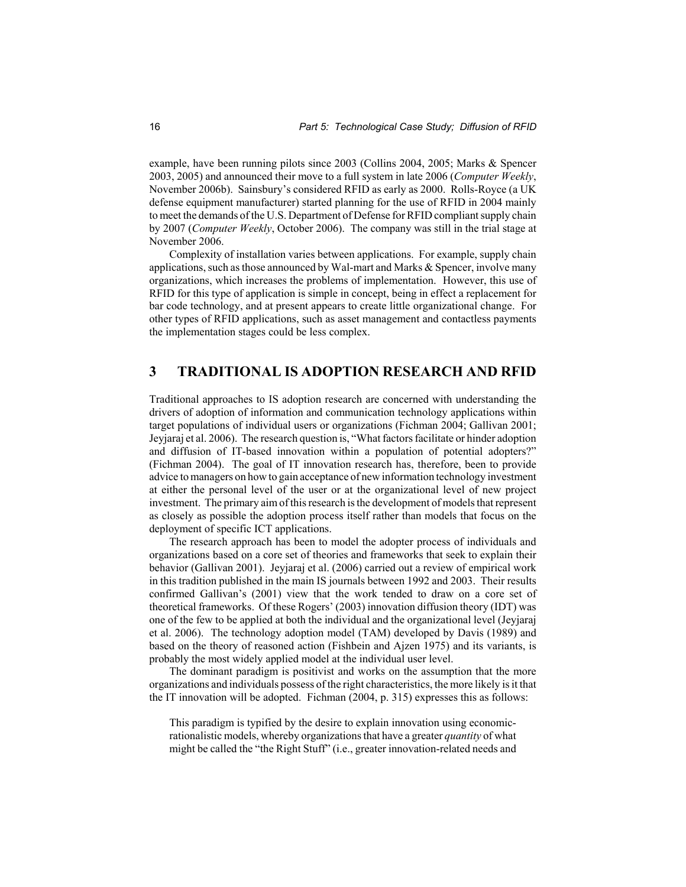example, have been running pilots since 2003 (Collins 2004, 2005; Marks & Spencer 2003, 2005) and announced their move to a full system in late 2006 (*Computer Weekly*, November 2006b). Sainsbury's considered RFID as early as 2000. Rolls-Royce (a UK defense equipment manufacturer) started planning for the use of RFID in 2004 mainly to meet the demands of the U.S. Department of Defense for RFID compliant supply chain by 2007 (*Computer Weekly*, October 2006). The company was still in the trial stage at November 2006.

Complexity of installation varies between applications. For example, supply chain applications, such as those announced by Wal-mart and Marks & Spencer, involve many organizations, which increases the problems of implementation. However, this use of RFID for this type of application is simple in concept, being in effect a replacement for bar code technology, and at present appears to create little organizational change. For other types of RFID applications, such as asset management and contactless payments the implementation stages could be less complex.

## 3 TRADITIONAL IS ADOPTION RESEARCH AND RFID

Traditional approaches to IS adoption research are concerned with understanding the drivers of adoption of information and communication technology applications within target populations of individual users or organizations (Fichman 2004; Gallivan 2001; Jeyjaraj et al. 2006). The research question is, "What factors facilitate or hinder adoption and diffusion of IT-based innovation within a population of potential adopters?" (Fichman 2004). The goal of IT innovation research has, therefore, been to provide advice to managers on how to gain acceptance of new information technology investment at either the personal level of the user or at the organizational level of new project investment. The primary aim of this research is the development of models that represent as closely as possible the adoption process itself rather than models that focus on the deployment of specific ICT applications.

The research approach has been to model the adopter process of individuals and organizations based on a core set of theories and frameworks that seek to explain their behavior (Gallivan 2001). Jeyjaraj et al. (2006) carried out a review of empirical work in this tradition published in the main IS journals between 1992 and 2003. Their results confirmed Gallivan's (2001) view that the work tended to draw on a core set of theoretical frameworks. Of these Rogers' (2003) innovation diffusion theory (IDT) was one of the few to be applied at both the individual and the organizational level (Jeyjaraj et al. 2006). The technology adoption model (TAM) developed by Davis (1989) and based on the theory of reasoned action (Fishbein and Ajzen 1975) and its variants, is probably the most widely applied model at the individual user level.

The dominant paradigm is positivist and works on the assumption that the more organizations and individuals possess of the right characteristics, the more likely is it that the IT innovation will be adopted. Fichman (2004, p. 315) expresses this as follows:

> This paradigm is typified by the desire to explain innovation using economic-rationalistic models, whereby organizations that have a greater *quantity* of what might be called the "the Right Stuff" (i.e., greater innovation-related needs and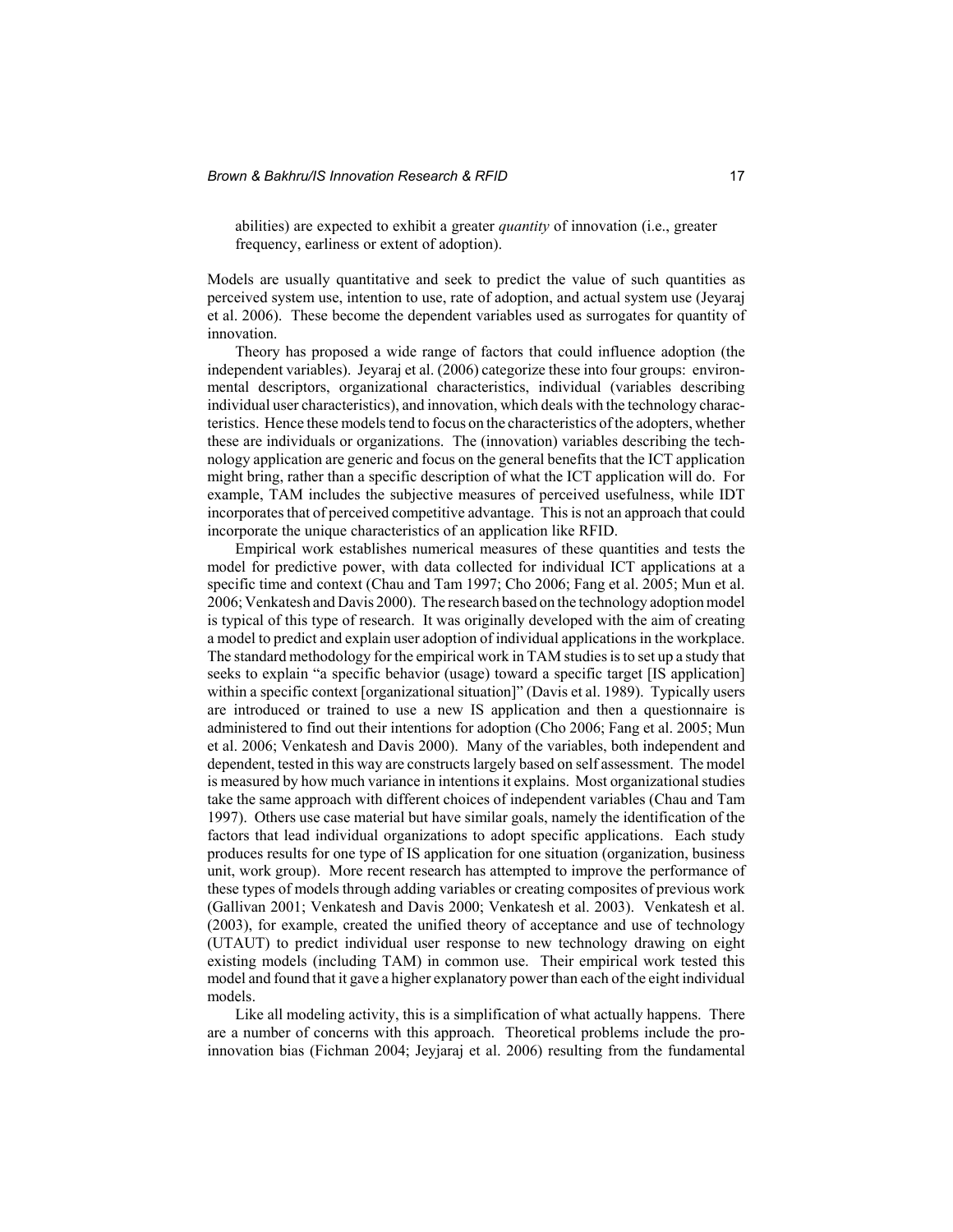abilities) are expected to exhibit a greater *quantity* of innovation (i.e., greater frequency, earliness or extent of adoption).

Models are usually quantitative and seek to predict the value of such quantities as perceived system use, intention to use, rate of adoption, and actual system use (Jeyaraj et al. 2006). These become the dependent variables used as surrogates for quantity of innovation.

Theory has proposed a wide range of factors that could influence adoption (the independent variables). Jeyaraj et al. (2006) categorize these into four groups: environmental descriptors, organizational characteristics, individual (variables describing individual user characteristics), and innovation, which deals with the technology characteristics. Hence these models tend to focus on the characteristics of the adopters, whether these are individuals or organizations. The (innovation) variables describing the technology application are generic and focus on the general benefits that the ICT application might bring, rather than a specific description of what the ICT application will do. For example, TAM includes the subjective measures of perceived usefulness, while IDT incorporates that of perceived competitive advantage. This is not an approach that could incorporate the unique characteristics of an application like RFID.

Empirical work establishes numerical measures of these quantities and tests the model for predictive power, with data collected for individual ICT applications at a specific time and context (Chau and Tam 1997; Cho 2006; Fang et al. 2005; Mun et al. 2006; Venkatesh and Davis 2000). The research based on the technology adoption model is typical of this type of research. It was originally developed with the aim of creating a model to predict and explain user adoption of individual applications in the workplace. The standard methodology for the empirical work in TAM studies is to set up a study that seeks to explain "a specific behavior (usage) toward a specific target [IS application] within a specific context [organizational situation]" (Davis et al. 1989). Typically users are introduced or trained to use a new IS application and then a questionnaire is administered to find out their intentions for adoption (Cho 2006; Fang et al. 2005; Mun et al. 2006; Venkatesh and Davis 2000). Many of the variables, both independent and dependent, tested in this way are constructs largely based on self assessment. The model is measured by how much variance in intentions it explains. Most organizational studies take the same approach with different choices of independent variables (Chau and Tam 1997). Others use case material but have similar goals, namely the identification of the factors that lead individual organizations to adopt specific applications. Each study produces results for one type of IS application for one situation (organization, business unit, work group). More recent research has attempted to improve the performance of these types of models through adding variables or creating composites of previous work (Gallivan 2001; Venkatesh and Davis 2000; Venkatesh et al. 2003). Venkatesh et al. (2003), for example, created the unified theory of acceptance and use of technology (UTAUT) to predict individual user response to new technology drawing on eight existing models (including TAM) in common use. Their empirical work tested this model and found that it gave a higher explanatory power than each of the eight individual models.

Like all modeling activity, this is a simplification of what actually happens. There are a number of concerns with this approach. Theoretical problems include the pro-innovation bias (Fichman 2004; Jeyjaraj et al. 2006) resulting from the fundamental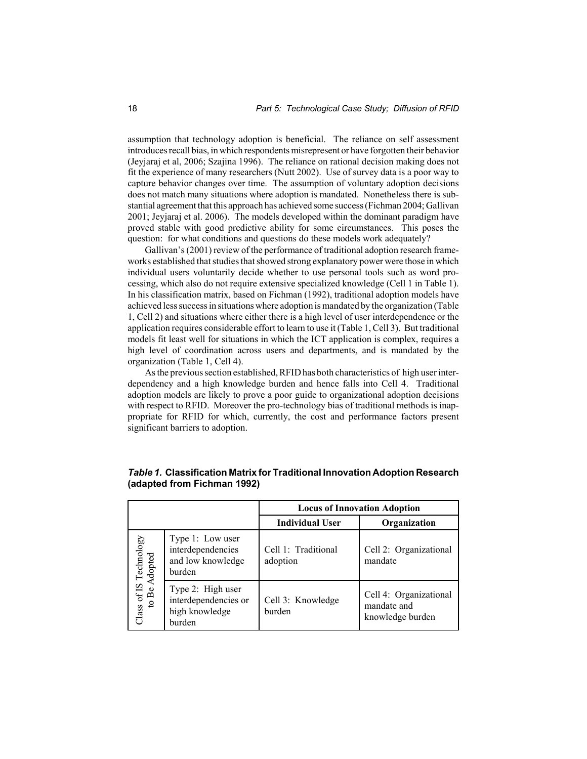assumption that technology adoption is beneficial. The reliance on self assessment introduces recall bias, in which respondents misrepresent or have forgotten their behavior (Jeyjaraj et al, 2006; Szajina 1996). The reliance on rational decision making does not fit the experience of many researchers (Nutt 2002). Use of survey data is a poor way to capture behavior changes over time. The assumption of voluntary adoption decisions does not match many situations where adoption is mandated. Nonetheless there is substantial agreement that this approach has achieved some success (Fichman 2004; Gallivan 2001; Jeyjaraj et al. 2006). The models developed within the dominant paradigm have proved stable with good predictive ability for some circumstances. This poses the question: for what conditions and questions do these models work adequately?

Gallivan's (2001) review of the performance of traditional adoption research frameworks established that studies that showed strong explanatory power were those in which individual users voluntarily decide whether to use personal tools such as word processing, which also do not require extensive specialized knowledge (Cell 1 in Table 1). In his classification matrix, based on Fichman (1992), traditional adoption models have achieved less success in situations where adoption is mandated by the organization (Table 1, Cell 2) and situations where either there is a high level of user interdependence or the application requires considerable effort to learn to use it (Table 1, Cell 3). But traditional models fit least well for situations in which the ICT application is complex, requires a high level of coordination across users and departments, and is mandated by the organization (Table 1, Cell 4).

As the previous section established, RFID has both characteristics of high user interdependency and a high knowledge burden and hence falls into Cell 4. Traditional adoption models are likely to prove a poor guide to organizational adoption decisions with respect to RFID. Moreover the pro-technology bias of traditional methods is inappropriate for RFID for which, currently, the cost and performance factors present significant barriers to adoption.

***Table 1.*** **Classification Matrix for Traditional Innovation Adoption Research (adapted from Fichman 1992)**

| | | **Locus of Innovation Adoption** | |
|---|---|---|---|
| | | **Individual User** | **Organization** |
| Class of IS Technology to Be Adopted | Type 1: Low user interdependencies and low knowledge burden | Cell 1: Traditional adoption | Cell 2: Organizational mandate |
| | Type 2: High user interdependencies or high knowledge burden | Cell 3: Knowledge burden | Cell 4: Organizational mandate and knowledge burden |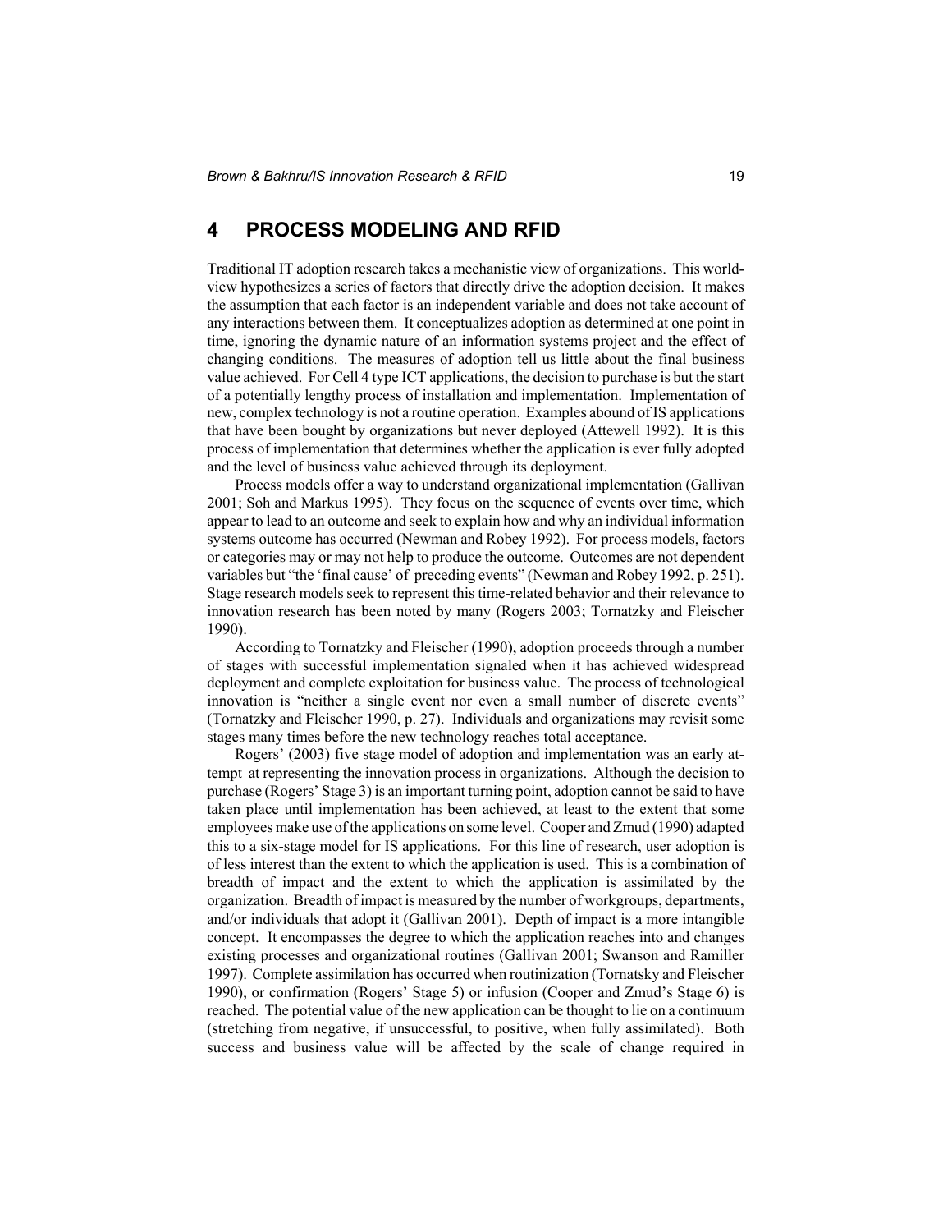## 4 PROCESS MODELING AND RFID

Traditional IT adoption research takes a mechanistic view of organizations. This world-view hypothesizes a series of factors that directly drive the adoption decision. It makes the assumption that each factor is an independent variable and does not take account of any interactions between them. It conceptualizes adoption as determined at one point in time, ignoring the dynamic nature of an information systems project and the effect of changing conditions. The measures of adoption tell us little about the final business value achieved. For Cell 4 type ICT applications, the decision to purchase is but the start of a potentially lengthy process of installation and implementation. Implementation of new, complex technology is not a routine operation. Examples abound of IS applications that have been bought by organizations but never deployed (Attewell 1992). It is this process of implementation that determines whether the application is ever fully adopted and the level of business value achieved through its deployment.

Process models offer a way to understand organizational implementation (Gallivan 2001; Soh and Markus 1995). They focus on the sequence of events over time, which appear to lead to an outcome and seek to explain how and why an individual information systems outcome has occurred (Newman and Robey 1992). For process models, factors or categories may or may not help to produce the outcome. Outcomes are not dependent variables but "the 'final cause' of preceding events" (Newman and Robey 1992, p. 251). Stage research models seek to represent this time-related behavior and their relevance to innovation research has been noted by many (Rogers 2003; Tornatzky and Fleischer 1990).

According to Tornatzky and Fleischer (1990), adoption proceeds through a number of stages with successful implementation signaled when it has achieved widespread deployment and complete exploitation for business value. The process of technological innovation is "neither a single event nor even a small number of discrete events" (Tornatzky and Fleischer 1990, p. 27). Individuals and organizations may revisit some stages many times before the new technology reaches total acceptance.

Rogers' (2003) five stage model of adoption and implementation was an early attempt at representing the innovation process in organizations. Although the decision to purchase (Rogers' Stage 3) is an important turning point, adoption cannot be said to have taken place until implementation has been achieved, at least to the extent that some employees make use of the applications on some level. Cooper and Zmud (1990) adapted this to a six-stage model for IS applications. For this line of research, user adoption is of less interest than the extent to which the application is used. This is a combination of breadth of impact and the extent to which the application is assimilated by the organization. Breadth of impact is measured by the number of workgroups, departments, and/or individuals that adopt it (Gallivan 2001). Depth of impact is a more intangible concept. It encompasses the degree to which the application reaches into and changes existing processes and organizational routines (Gallivan 2001; Swanson and Ramiller 1997). Complete assimilation has occurred when routinization (Tornatsky and Fleischer 1990), or confirmation (Rogers' Stage 5) or infusion (Cooper and Zmud's Stage 6) is reached. The potential value of the new application can be thought to lie on a continuum (stretching from negative, if unsuccessful, to positive, when fully assimilated). Both success and business value will be affected by the scale of change required in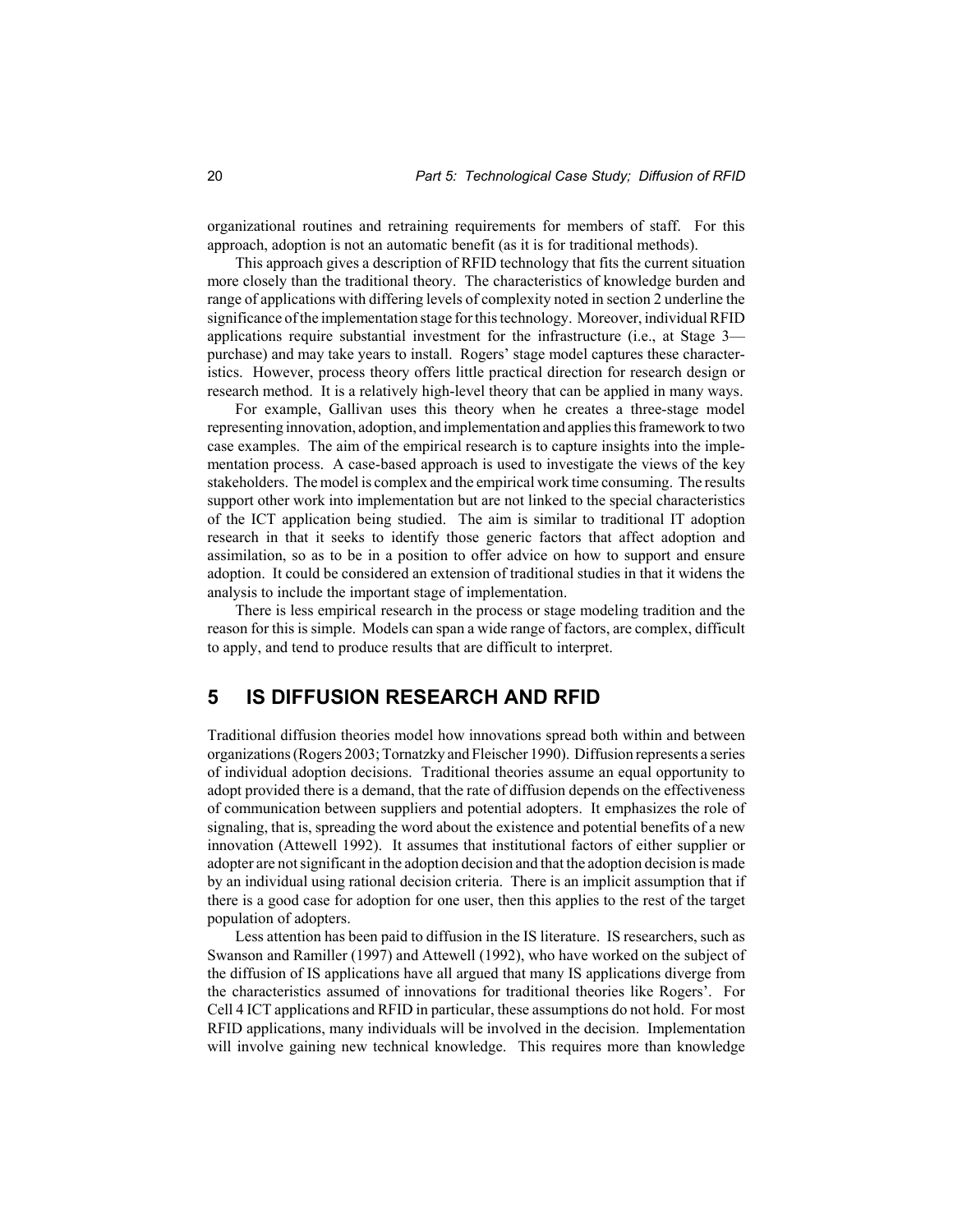organizational routines and retraining requirements for members of staff. For this approach, adoption is not an automatic benefit (as it is for traditional methods).

This approach gives a description of RFID technology that fits the current situation more closely than the traditional theory. The characteristics of knowledge burden and range of applications with differing levels of complexity noted in section 2 underline the significance of the implementation stage for this technology. Moreover, individual RFID applications require substantial investment for the infrastructure (i.e., at Stage 3—purchase) and may take years to install. Rogers' stage model captures these characteristics. However, process theory offers little practical direction for research design or research method. It is a relatively high-level theory that can be applied in many ways.

For example, Gallivan uses this theory when he creates a three-stage model representing innovation, adoption, and implementation and applies this framework to two case examples. The aim of the empirical research is to capture insights into the implementation process. A case-based approach is used to investigate the views of the key stakeholders. The model is complex and the empirical work time consuming. The results support other work into implementation but are not linked to the special characteristics of the ICT application being studied. The aim is similar to traditional IT adoption research in that it seeks to identify those generic factors that affect adoption and assimilation, so as to be in a position to offer advice on how to support and ensure adoption. It could be considered an extension of traditional studies in that it widens the analysis to include the important stage of implementation.

There is less empirical research in the process or stage modeling tradition and the reason for this is simple. Models can span a wide range of factors, are complex, difficult to apply, and tend to produce results that are difficult to interpret.

## 5 IS DIFFUSION RESEARCH AND RFID

Traditional diffusion theories model how innovations spread both within and between organizations (Rogers 2003; Tornatzky and Fleischer 1990). Diffusion represents a series of individual adoption decisions. Traditional theories assume an equal opportunity to adopt provided there is a demand, that the rate of diffusion depends on the effectiveness of communication between suppliers and potential adopters. It emphasizes the role of signaling, that is, spreading the word about the existence and potential benefits of a new innovation (Attewell 1992). It assumes that institutional factors of either supplier or adopter are not significant in the adoption decision and that the adoption decision is made by an individual using rational decision criteria. There is an implicit assumption that if there is a good case for adoption for one user, then this applies to the rest of the target population of adopters.

Less attention has been paid to diffusion in the IS literature. IS researchers, such as Swanson and Ramiller (1997) and Attewell (1992), who have worked on the subject of the diffusion of IS applications have all argued that many IS applications diverge from the characteristics assumed of innovations for traditional theories like Rogers'. For Cell 4 ICT applications and RFID in particular, these assumptions do not hold. For most RFID applications, many individuals will be involved in the decision. Implementation will involve gaining new technical knowledge. This requires more than knowledge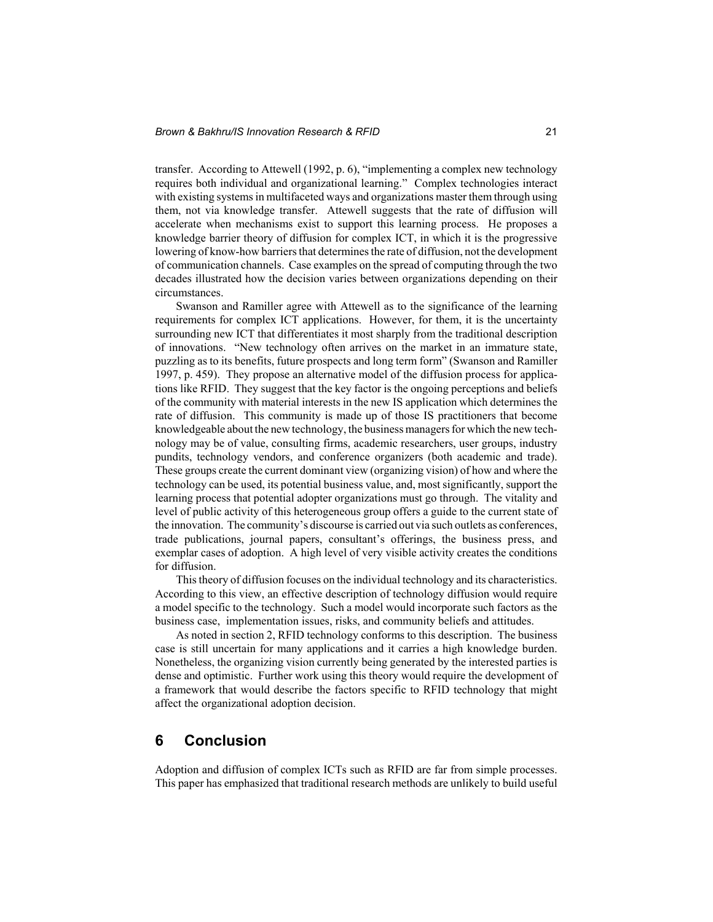transfer. According to Attewell (1992, p. 6), "implementing a complex new technology requires both individual and organizational learning." Complex technologies interact with existing systems in multifaceted ways and organizations master them through using them, not via knowledge transfer. Attewell suggests that the rate of diffusion will accelerate when mechanisms exist to support this learning process. He proposes a knowledge barrier theory of diffusion for complex ICT, in which it is the progressive lowering of know-how barriers that determines the rate of diffusion, not the development of communication channels. Case examples on the spread of computing through the two decades illustrated how the decision varies between organizations depending on their circumstances.

Swanson and Ramiller agree with Attewell as to the significance of the learning requirements for complex ICT applications. However, for them, it is the uncertainty surrounding new ICT that differentiates it most sharply from the traditional description of innovations. "New technology often arrives on the market in an immature state, puzzling as to its benefits, future prospects and long term form" (Swanson and Ramiller 1997, p. 459). They propose an alternative model of the diffusion process for applications like RFID. They suggest that the key factor is the ongoing perceptions and beliefs of the community with material interests in the new IS application which determines the rate of diffusion. This community is made up of those IS practitioners that become knowledgeable about the new technology, the business managers for which the new technology may be of value, consulting firms, academic researchers, user groups, industry pundits, technology vendors, and conference organizers (both academic and trade). These groups create the current dominant view (organizing vision) of how and where the technology can be used, its potential business value, and, most significantly, support the learning process that potential adopter organizations must go through. The vitality and level of public activity of this heterogeneous group offers a guide to the current state of the innovation. The community's discourse is carried out via such outlets as conferences, trade publications, journal papers, consultant's offerings, the business press, and exemplar cases of adoption. A high level of very visible activity creates the conditions for diffusion.

This theory of diffusion focuses on the individual technology and its characteristics. According to this view, an effective description of technology diffusion would require a model specific to the technology. Such a model would incorporate such factors as the business case, implementation issues, risks, and community beliefs and attitudes.

As noted in section 2, RFID technology conforms to this description. The business case is still uncertain for many applications and it carries a high knowledge burden. Nonetheless, the organizing vision currently being generated by the interested parties is dense and optimistic. Further work using this theory would require the development of a framework that would describe the factors specific to RFID technology that might affect the organizational adoption decision.

## 6 Conclusion

Adoption and diffusion of complex ICTs such as RFID are far from simple processes. This paper has emphasized that traditional research methods are unlikely to build useful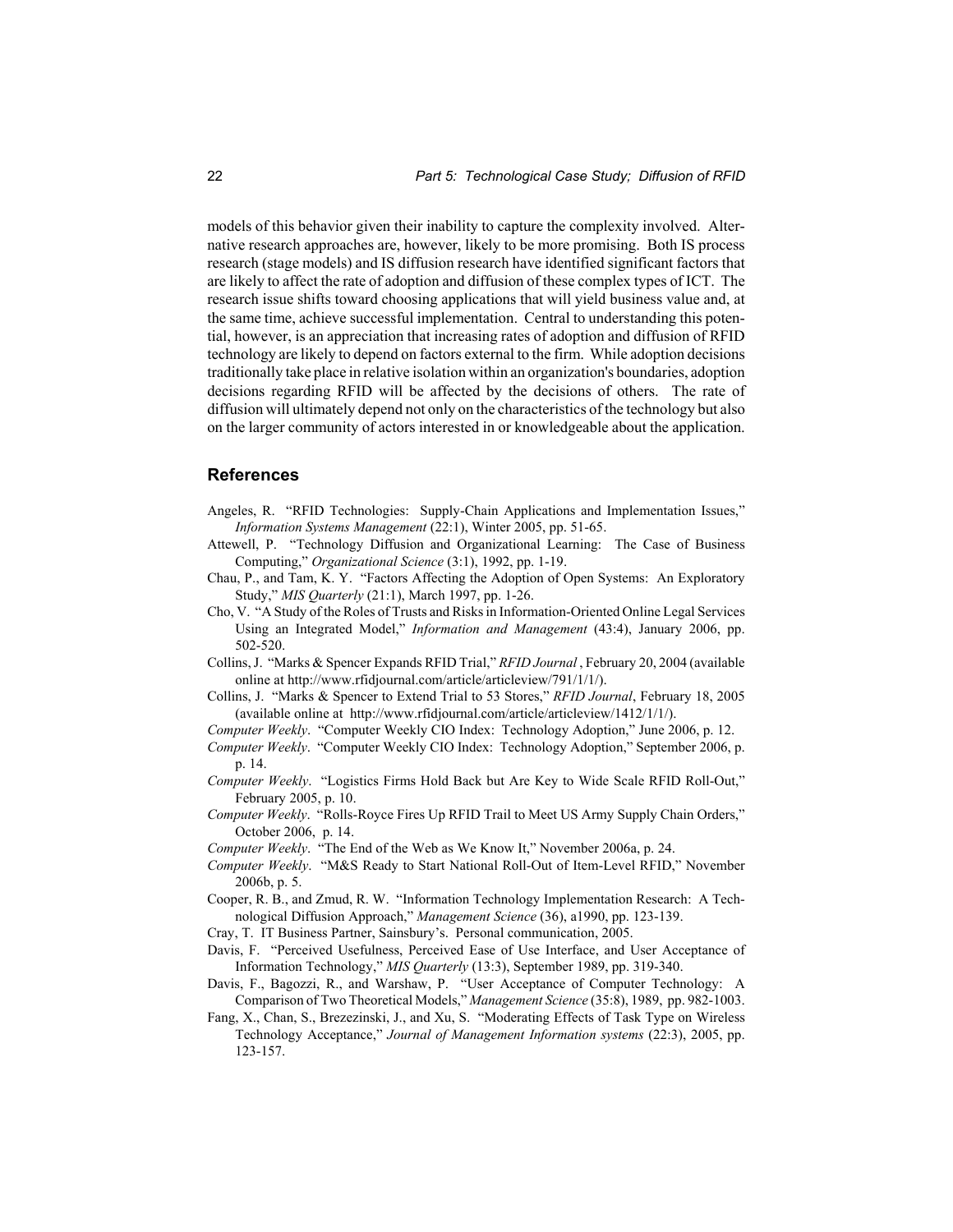models of this behavior given their inability to capture the complexity involved. Alternative research approaches are, however, likely to be more promising. Both IS process research (stage models) and IS diffusion research have identified significant factors that are likely to affect the rate of adoption and diffusion of these complex types of ICT. The research issue shifts toward choosing applications that will yield business value and, at the same time, achieve successful implementation. Central to understanding this potential, however, is an appreciation that increasing rates of adoption and diffusion of RFID technology are likely to depend on factors external to the firm. While adoption decisions traditionally take place in relative isolation within an organization's boundaries, adoption decisions regarding RFID will be affected by the decisions of others. The rate of diffusion will ultimately depend not only on the characteristics of the technology but also on the larger community of actors interested in or knowledgeable about the application.

## References

Angeles, R. "RFID Technologies: Supply-Chain Applications and Implementation Issues," *Information Systems Management* (22:1), Winter 2005, pp. 51-65.

Attewell, P. "Technology Diffusion and Organizational Learning: The Case of Business Computing," *Organizational Science* (3:1), 1992, pp. 1-19.

Chau, P., and Tam, K. Y. "Factors Affecting the Adoption of Open Systems: An Exploratory Study," *MIS Quarterly* (21:1), March 1997, pp. 1-26.

Cho, V. "A Study of the Roles of Trusts and Risks in Information-Oriented Online Legal Services Using an Integrated Model," *Information and Management* (43:4), January 2006, pp. 502-520.

Collins, J. "Marks & Spencer Expands RFID Trial," *RFID Journal* , February 20, 2004 (available online at http://www.rfidjournal.com/article/articleview/791/1/1/).

Collins, J. "Marks & Spencer to Extend Trial to 53 Stores," *RFID Journal*, February 18, 2005 (available online at http://www.rfidjournal.com/article/articleview/1412/1/1/).

*Computer Weekly*. "Computer Weekly CIO Index: Technology Adoption," June 2006, p. 12.

*Computer Weekly*. "Computer Weekly CIO Index: Technology Adoption," September 2006, p. p. 14.

*Computer Weekly*. "Logistics Firms Hold Back but Are Key to Wide Scale RFID Roll-Out," February 2005, p. 10.

*Computer Weekly*. "Rolls-Royce Fires Up RFID Trail to Meet US Army Supply Chain Orders," October 2006, p. 14.

*Computer Weekly*. "The End of the Web as We Know It," November 2006a, p. 24.

*Computer Weekly*. "M&S Ready to Start National Roll-Out of Item-Level RFID," November 2006b, p. 5.

Cooper, R. B., and Zmud, R. W. "Information Technology Implementation Research: A Technological Diffusion Approach," *Management Science* (36), a1990, pp. 123-139.

Cray, T. IT Business Partner, Sainsbury's. Personal communication, 2005.

Davis, F. "Perceived Usefulness, Perceived Ease of Use Interface, and User Acceptance of Information Technology," *MIS Quarterly* (13:3), September 1989, pp. 319-340.

Davis, F., Bagozzi, R., and Warshaw, P. "User Acceptance of Computer Technology: A Comparison of Two Theoretical Models," *Management Science* (35:8), 1989, pp. 982-1003.

Fang, X., Chan, S., Brezezinski, J., and Xu, S. "Moderating Effects of Task Type on Wireless Technology Acceptance," *Journal of Management Information systems* (22:3), 2005, pp. 123-157.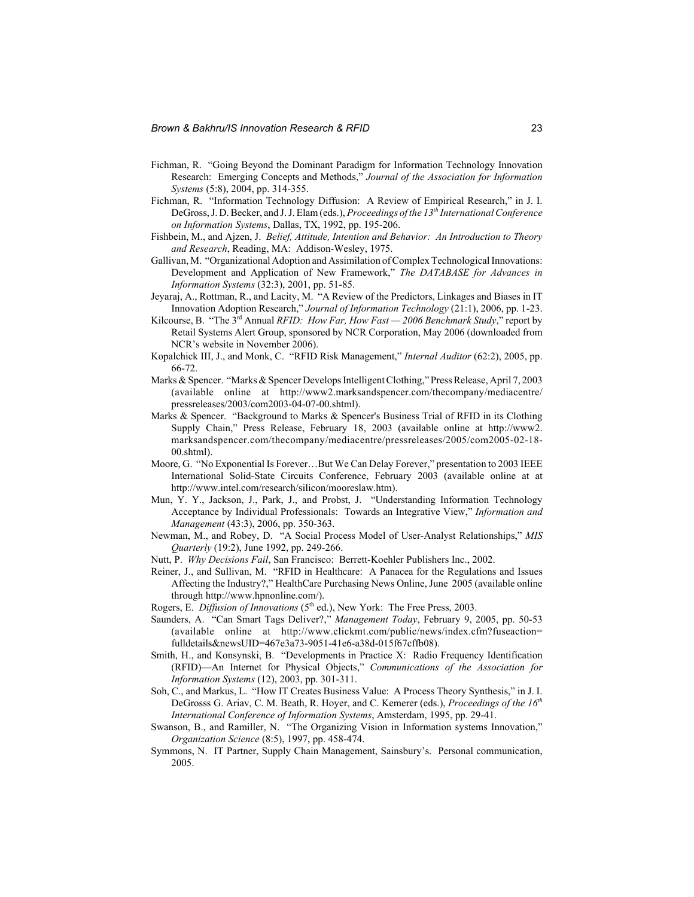Fichman, R. "Going Beyond the Dominant Paradigm for Information Technology Innovation Research: Emerging Concepts and Methods," *Journal of the Association for Information Systems* (5:8), 2004, pp. 314-355.

Fichman, R. "Information Technology Diffusion: A Review of Empirical Research," in J. I. DeGross, J. D. Becker, and J. J. Elam (eds.), *Proceedings of the 13th International Conference on Information Systems*, Dallas, TX, 1992, pp. 195-206.

Fishbein, M., and Ajzen, J. *Belief, Attitude, Intention and Behavior: An Introduction to Theory and Research*, Reading, MA: Addison-Wesley, 1975.

Gallivan, M. "Organizational Adoption and Assimilation of Complex Technological Innovations: Development and Application of New Framework," *The DATABASE for Advances in Information Systems* (32:3), 2001, pp. 51-85.

Jeyaraj, A., Rottman, R., and Lacity, M. "A Review of the Predictors, Linkages and Biases in IT Innovation Adoption Research," *Journal of Information Technology* (21:1), 2006, pp. 1-23.

Kilcourse, B. "The 3rd Annual *RFID: How Far, How Fast — 2006 Benchmark Study*," report by Retail Systems Alert Group, sponsored by NCR Corporation, May 2006 (downloaded from NCR's website in November 2006).

Kopalchick III, J., and Monk, C. "RFID Risk Management," *Internal Auditor* (62:2), 2005, pp. 66-72.

Marks & Spencer. "Marks & Spencer Develops Intelligent Clothing," Press Release, April 7, 2003 (available online at http://www2.marksandspencer.com/thecompany/mediacentre/pressreleases/2003/com2003-04-07-00.shtml).

Marks & Spencer. "Background to Marks & Spencer's Business Trial of RFID in its Clothing Supply Chain," Press Release, February 18, 2003 (available online at http://www2.marksandspencer.com/thecompany/mediacentre/pressreleases/2005/com2005-02-18-00.shtml).

Moore, G. "No Exponential Is Forever…But We Can Delay Forever," presentation to 2003 IEEE International Solid-State Circuits Conference, February 2003 (available online at at http://www.intel.com/research/silicon/mooreslaw.htm).

Mun, Y. Y., Jackson, J., Park, J., and Probst, J. "Understanding Information Technology Acceptance by Individual Professionals: Towards an Integrative View," *Information and Management* (43:3), 2006, pp. 350-363.

Newman, M., and Robey, D. "A Social Process Model of User-Analyst Relationships," *MIS Quarterly* (19:2), June 1992, pp. 249-266.

Nutt, P. *Why Decisions Fail*, San Francisco: Berrett-Koehler Publishers Inc., 2002.

Reiner, J., and Sullivan, M. "RFID in Healthcare: A Panacea for the Regulations and Issues Affecting the Industry?," HealthCare Purchasing News Online, June 2005 (available online through http://www.hpnonline.com/).

Rogers, E. *Diffusion of Innovations* (5th ed.), New York: The Free Press, 2003.

Saunders, A. "Can Smart Tags Deliver?," *Management Today*, February 9, 2005, pp. 50-53 (available online at http://www.clickmt.com/public/news/index.cfm?fuseaction=fulldetails&newsUID=467e3a73-9051-41e6-a38d-015f67cffb08).

Smith, H., and Konsynski, B. "Developments in Practice X: Radio Frequency Identification (RFID)—An Internet for Physical Objects," *Communications of the Association for Information Systems* (12), 2003, pp. 301-311.

Soh, C., and Markus, L. "How IT Creates Business Value: A Process Theory Synthesis," in J. I. DeGrosss G. Ariav, C. M. Beath, R. Hoyer, and C. Kemerer (eds.), *Proceedings of the 16th International Conference of Information Systems*, Amsterdam, 1995, pp. 29-41.

Swanson, B., and Ramiller, N. "The Organizing Vision in Information systems Innovation," *Organization Science* (8:5), 1997, pp. 458-474.

Symmons, N. IT Partner, Supply Chain Management, Sainsbury's. Personal communication, 2005.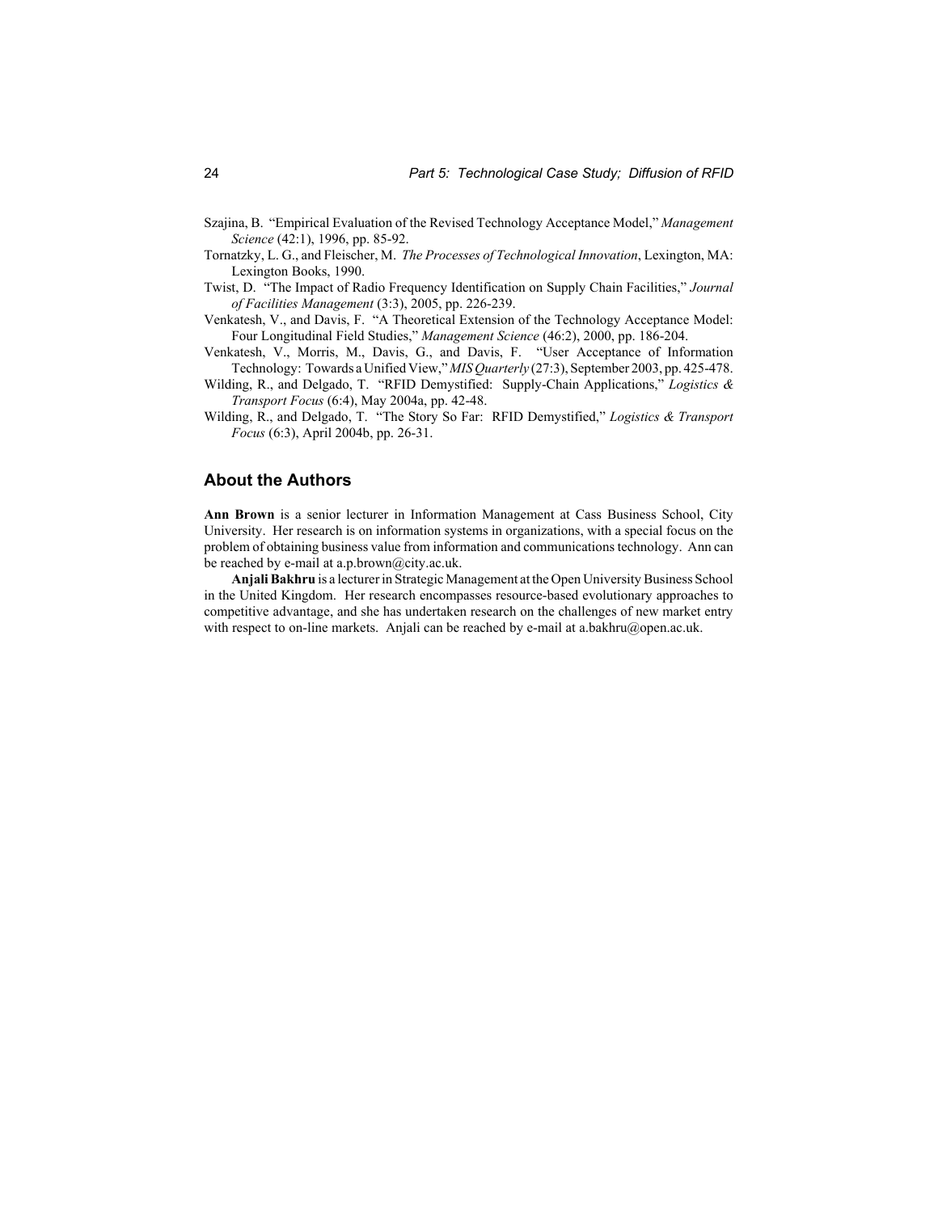Szajina, B. "Empirical Evaluation of the Revised Technology Acceptance Model," *Management Science* (42:1), 1996, pp. 85-92.

Tornatzky, L. G., and Fleischer, M. *The Processes of Technological Innovation*, Lexington, MA: Lexington Books, 1990.

Twist, D. "The Impact of Radio Frequency Identification on Supply Chain Facilities," *Journal of Facilities Management* (3:3), 2005, pp. 226-239.

Venkatesh, V., and Davis, F. "A Theoretical Extension of the Technology Acceptance Model: Four Longitudinal Field Studies," *Management Science* (46:2), 2000, pp. 186-204.

Venkatesh, V., Morris, M., Davis, G., and Davis, F. "User Acceptance of Information Technology: Towards a Unified View," *MIS Quarterly* (27:3), September 2003, pp. 425-478.

Wilding, R., and Delgado, T. "RFID Demystified: Supply-Chain Applications," *Logistics & Transport Focus* (6:4), May 2004a, pp. 42-48.

Wilding, R., and Delgado, T. "The Story So Far: RFID Demystified," *Logistics & Transport Focus* (6:3), April 2004b, pp. 26-31.

## About the Authors

**Ann Brown** is a senior lecturer in Information Management at Cass Business School, City University. Her research is on information systems in organizations, with a special focus on the problem of obtaining business value from information and communications technology. Ann can be reached by e-mail at a.p.brown@city.ac.uk.

**Anjali Bakhru** is a lecturer in Strategic Management at the Open University Business School in the United Kingdom. Her research encompasses resource-based evolutionary approaches to competitive advantage, and she has undertaken research on the challenges of new market entry with respect to on-line markets. Anjali can be reached by e-mail at a.bakhru@open.ac.uk.